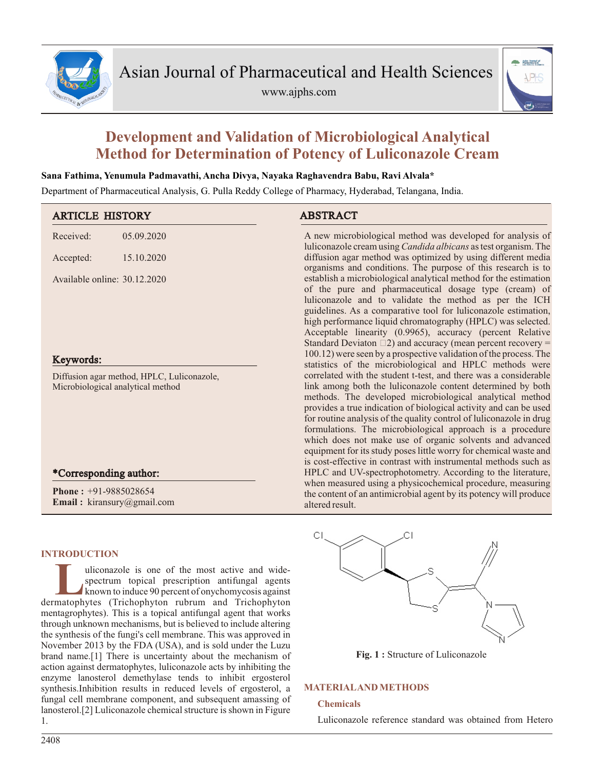# Development and Validation of Microbiological Analytical Method for Determination of Potency of Luliconazole Cream

**Sana Fathima, Yenumula Padmavathi, Ancha Divya, Nayaka Raghavendra Babu, Ravi Alvala***

Department of Pharmaceutical Analysis, G. Pulla Reddy College of Pharmacy, Hyderabad, Telangana, India.

## ARTICLE HISTORY

Received: 05.09.2020

Accepted: 15.10.2020

Available online: 30.12.2020

## Keywords:

Diffusion agar method, HPLC, Luliconazole, Microbiological analytical method

## *Corresponding author:

**Phone :** +91-9885028654
**Email :** kiransury@gmail.com

## ABSTRACT

A new microbiological method was developed for analysis of luliconazole cream using *Candida albicans* as test organism. The diffusion agar method was optimized by using different media organisms and conditions. The purpose of this research is to establish a microbiological analytical method for the estimation of the pure and pharmaceutical dosage type (cream) of luliconazole and to validate the method as per the ICH guidelines. As a comparative tool for luliconazole estimation, high performance liquid chromatography (HPLC) was selected. Acceptable linearity (0.9965), accuracy (percent Relative Standard Deviaton □2) and accuracy (mean percent recovery = 100.12) were seen by a prospective validation of the process. The statistics of the microbiological and HPLC methods were correlated with the student t-test, and there was a considerable link among both the luliconazole content determined by both methods. The developed microbiological analytical method provides a true indication of biological activity and can be used for routine analysis of the quality control of luliconazole in drug formulations. The microbiological approach is a procedure which does not make use of organic solvents and advanced equipment for its study poses little worry for chemical waste and is cost-effective in contrast with instrumental methods such as HPLC and UV-spectrophotometry. According to the literature, when measured using a physicochemical procedure, measuring the content of an antimicrobial agent by its potency will produce altered result.

## INTRODUCTION

Luliconazole is one of the most active and wide-spectrum topical prescription antifungal agents known to induce 90 percent of onychomycosis against dermatophytes (Trichophyton rubrum and Trichophyton mentagrophytes). This is a topical antifungal agent that works through unknown mechanisms, but is believed to include altering the synthesis of the fungi's cell membrane. This was approved in November 2013 by the FDA (USA), and is sold under the Luzu brand name.[1] There is uncertainty about the mechanism of action against dermatophytes, luliconazole acts by inhibiting the enzyme lanosterol demethylase tends to inhibit ergosterol synthesis.Inhibition results in reduced levels of ergosterol, a fungal cell membrane component, and subsequent amassing of lanosterol.[2] Luliconazole chemical structure is shown in Figure 1.

**Fig. 1 :** Structure of Luliconazole

## MATERIAL AND METHODS

### Chemicals

Luliconazole reference standard was obtained from Hetero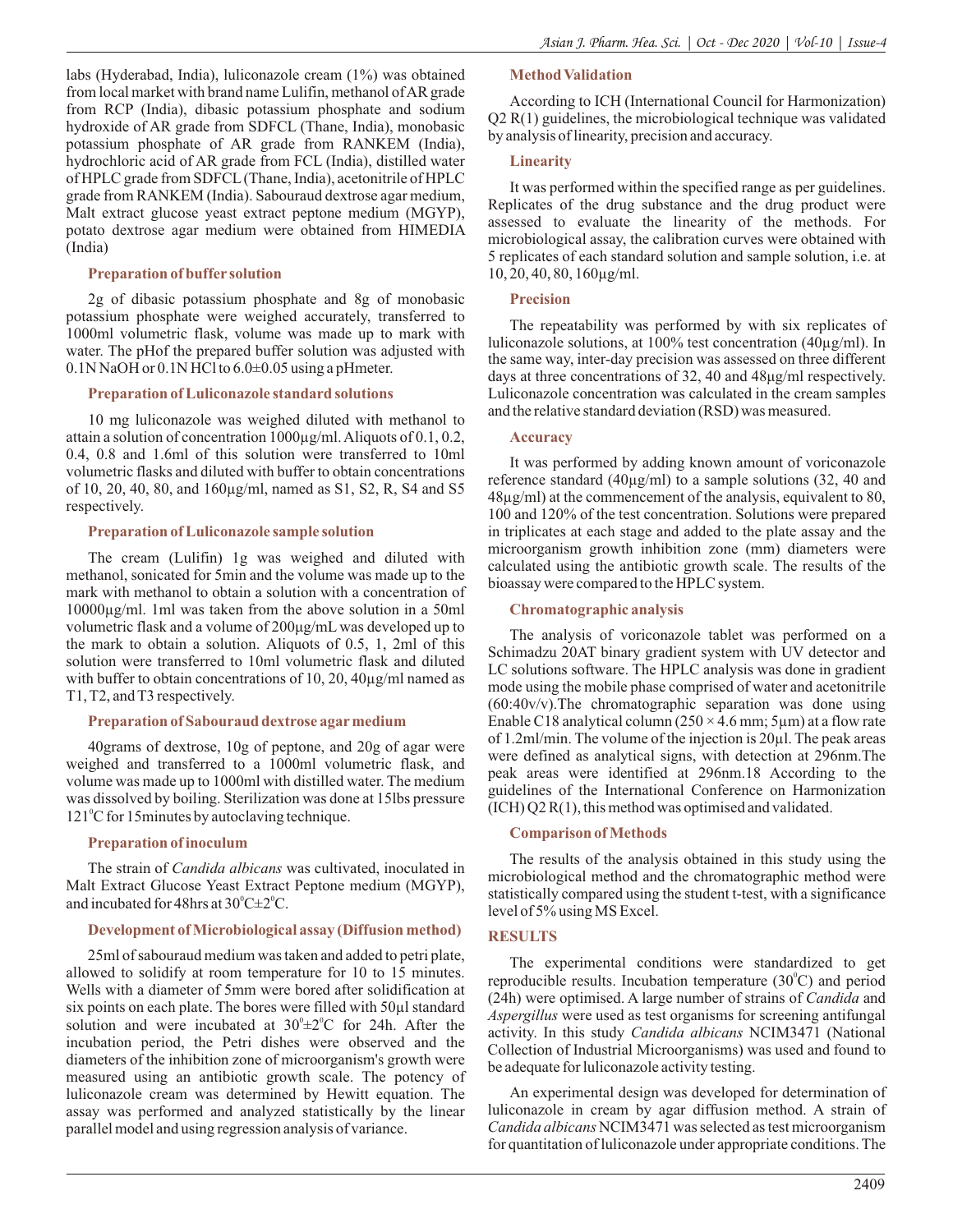labs (Hyderabad, India), luliconazole cream (1%) was obtained from local market with brand name Lulifin, methanol of AR grade from RCP (India), dibasic potassium phosphate and sodium hydroxide of AR grade from SDFCL (Thane, India), monobasic potassium phosphate of AR grade from RANKEM (India), hydrochloric acid of AR grade from FCL (India), distilled water of HPLC grade from SDFCL (Thane, India), acetonitrile of HPLC grade from RANKEM (India). Sabouraud dextrose agar medium, Malt extract glucose yeast extract peptone medium (MGYP), potato dextrose agar medium were obtained from HIMEDIA (India)

### Preparation of buffer solution

2g of dibasic potassium phosphate and 8g of monobasic potassium phosphate were weighed accurately, transferred to 1000ml volumetric flask, volume was made up to mark with water. The pHof the prepared buffer solution was adjusted with 0.1N NaOH or 0.1N HCl to 6.0±0.05 using a pHmeter.

### Preparation of Luliconazole standard solutions

10 mg luliconazole was weighed diluted with methanol to attain a solution of concentration 1000µg/ml. Aliquots of 0.1, 0.2, 0.4, 0.8 and 1.6ml of this solution were transferred to 10ml volumetric flasks and diluted with buffer to obtain concentrations of 10, 20, 40, 80, and 160µg/ml, named as S1, S2, R, S4 and S5 respectively.

### Preparation of Luliconazole sample solution

The cream (Lulifin) 1g was weighed and diluted with methanol, sonicated for 5min and the volume was made up to the mark with methanol to obtain a solution with a concentration of 10000µg/ml. 1ml was taken from the above solution in a 50ml volumetric flask and a volume of 200µg/mL was developed up to the mark to obtain a solution. Aliquots of 0.5, 1, 2ml of this solution were transferred to 10ml volumetric flask and diluted with buffer to obtain concentrations of 10, 20, 40µg/ml named as T1, T2, and T3 respectively.

### Preparation of Sabouraud dextrose agar medium

40grams of dextrose, 10g of peptone, and 20g of agar were weighed and transferred to a 1000ml volumetric flask, and volume was made up to 1000ml with distilled water. The medium was dissolved by boiling. Sterilization was done at 15lbs pressure 121°C for 15minutes by autoclaving technique.

### Preparation of inoculum

The strain of *Candida albicans* was cultivated, inoculated in Malt Extract Glucose Yeast Extract Peptone medium (MGYP), and incubated for 48hrs at 30°C±2°C.

### Development of Microbiological assay (Diffusion method)

25ml of sabouraud medium was taken and added to petri plate, allowed to solidify at room temperature for 10 to 15 minutes. Wells with a diameter of 5mm were bored after solidification at six points on each plate. The bores were filled with 50µl standard solution and were incubated at 30°±2°C for 24h. After the incubation period, the Petri dishes were observed and the diameters of the inhibition zone of microorganism's growth were measured using an antibiotic growth scale. The potency of luliconazole cream was determined by Hewitt equation. The assay was performed and analyzed statistically by the linear parallel model and using regression analysis of variance.

### Method Validation

According to ICH (International Council for Harmonization) Q2 R(1) guidelines, the microbiological technique was validated by analysis of linearity, precision and accuracy.

### Linearity

It was performed within the specified range as per guidelines. Replicates of the drug substance and the drug product were assessed to evaluate the linearity of the methods. For microbiological assay, the calibration curves were obtained with 5 replicates of each standard solution and sample solution, i.e. at 10, 20, 40, 80, 160µg/ml.

### Precision

The repeatability was performed by with six replicates of luliconazole solutions, at 100% test concentration (40µg/ml). In the same way, inter-day precision was assessed on three different days at three concentrations of 32, 40 and 48µg/ml respectively. Luliconazole concentration was calculated in the cream samples and the relative standard deviation (RSD) was measured.

### Accuracy

It was performed by adding known amount of voriconazole reference standard (40µg/ml) to a sample solutions (32, 40 and 48µg/ml) at the commencement of the analysis, equivalent to 80, 100 and 120% of the test concentration. Solutions were prepared in triplicates at each stage and added to the plate assay and the microorganism growth inhibition zone (mm) diameters were calculated using the antibiotic growth scale. The results of the bioassay were compared to the HPLC system.

### Chromatographic analysis

The analysis of voriconazole tablet was performed on a Schimadzu 20AT binary gradient system with UV detector and LC solutions software. The HPLC analysis was done in gradient mode using the mobile phase comprised of water and acetonitrile (60:40v/v).The chromatographic separation was done using Enable C18 analytical column (250 × 4.6 mm; 5µm) at a flow rate of 1.2ml/min. The volume of the injection is 20µl. The peak areas were defined as analytical signs, with detection at 296nm.The peak areas were identified at 296nm.18 According to the guidelines of the International Conference on Harmonization (ICH) Q2 R(1), this method was optimised and validated.

### Comparison of Methods

The results of the analysis obtained in this study using the microbiological method and the chromatographic method were statistically compared using the student t-test, with a significance level of 5% using MS Excel.

## RESULTS

The experimental conditions were standardized to get reproducible results. Incubation temperature (30°C) and period (24h) were optimised. A large number of strains of *Candida* and *Aspergillus* were used as test organisms for screening antifungal activity. In this study *Candida albicans* NCIM3471 (National Collection of Industrial Microorganisms) was used and found to be adequate for luliconazole activity testing.

An experimental design was developed for determination of luliconazole in cream by agar diffusion method. A strain of *Candida albicans* NCIM3471 was selected as test microorganism for quantitation of luliconazole under appropriate conditions. The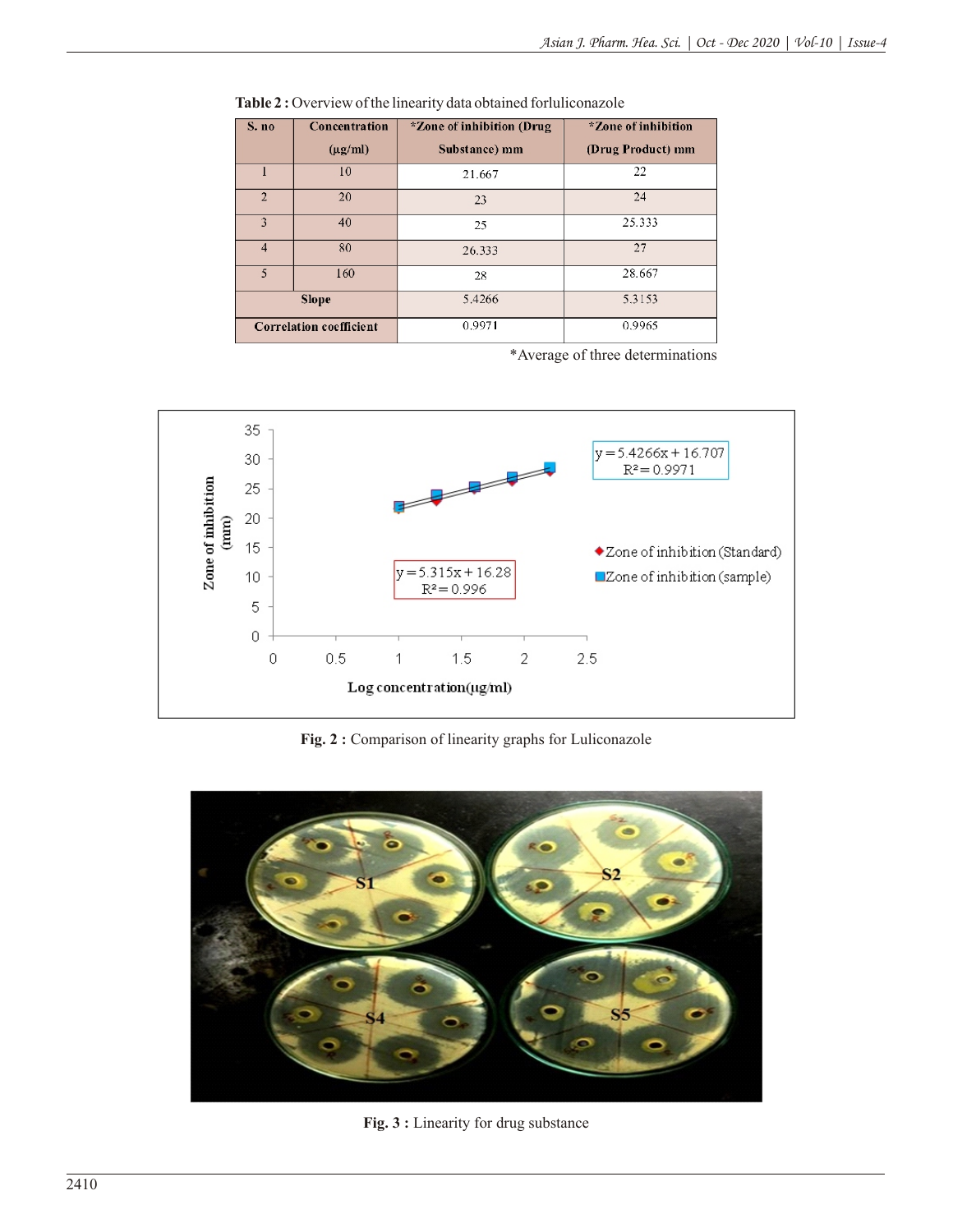**Table 2 :** Overview of the linearity data obtained forluliconazole

| S. no | Concentration (µg/ml) | *Zone of inhibition (Drug Substance) mm | *Zone of inhibition (Drug Product) mm |
|---|---|---|---|
| 1 | 10 | 21.667 | 22 |
| 2 | 20 | 23 | 24 |
| 3 | 40 | 25 | 25.333 |
| 4 | 80 | 26.333 | 27 |
| 5 | 160 | 28 | 28.667 |
| Slope | | 5.4266 | 5.3153 |
| Correlation coefficient | | 0.9971 | 0.9965 |

*Average of three determinations

**Fig. 2 :** Comparison of linearity graphs for Luliconazole

**Fig. 3 :** Linearity for drug substance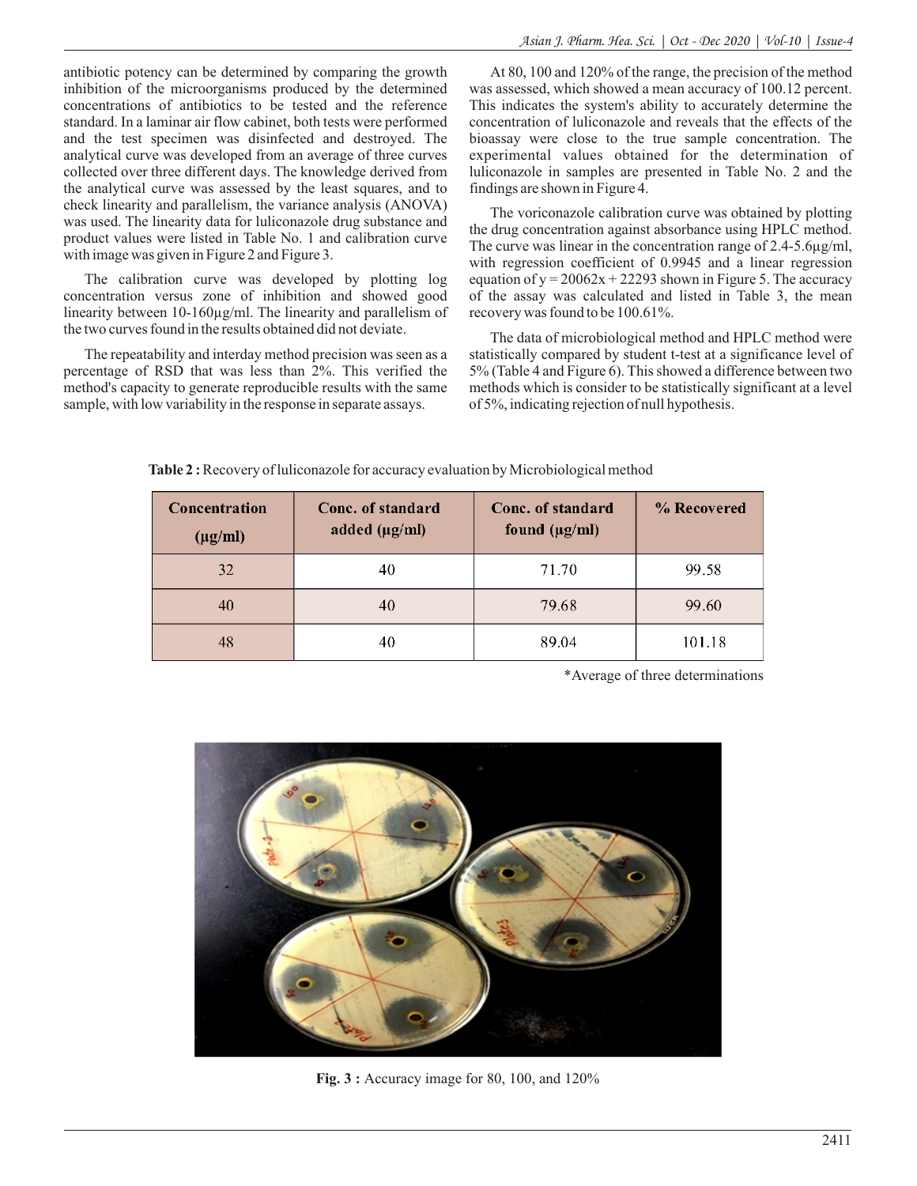antibiotic potency can be determined by comparing the growth inhibition of the microorganisms produced by the determined concentrations of antibiotics to be tested and the reference standard. In a laminar air flow cabinet, both tests were performed and the test specimen was disinfected and destroyed. The analytical curve was developed from an average of three curves collected over three different days. The knowledge derived from the analytical curve was assessed by the least squares, and to check linearity and parallelism, the variance analysis (ANOVA) was used. The linearity data for luliconazole drug substance and product values were listed in Table No. 1 and calibration curve with image was given in Figure 2 and Figure 3.

The calibration curve was developed by plotting log concentration versus zone of inhibition and showed good linearity between 10-160µg/ml. The linearity and parallelism of the two curves found in the results obtained did not deviate.

The repeatability and interday method precision was seen as a percentage of RSD that was less than 2%. This verified the method's capacity to generate reproducible results with the same sample, with low variability in the response in separate assays.

At 80, 100 and 120% of the range, the precision of the method was assessed, which showed a mean accuracy of 100.12 percent. This indicates the system's ability to accurately determine the concentration of luliconazole and reveals that the effects of the bioassay were close to the true sample concentration. The experimental values obtained for the determination of luliconazole in samples are presented in Table No. 2 and the findings are shown in Figure 4.

The voriconazole calibration curve was obtained by plotting the drug concentration against absorbance using HPLC method. The curve was linear in the concentration range of 2.4-5.6µg/ml, with regression coefficient of 0.9945 and a linear regression equation of $y = 20062x + 22293$ shown in Figure 5. The accuracy of the assay was calculated and listed in Table 3, the mean recovery was found to be 100.61%.

The data of microbiological method and HPLC method were statistically compared by student t-test at a significance level of 5% (Table 4 and Figure 6). This showed a difference between two methods which is consider to be statistically significant at a level of 5%, indicating rejection of null hypothesis.

**Table 2 :** Recovery of luliconazole for accuracy evaluation by Microbiological method

| Concentration (µg/ml) | Conc. of standard added (µg/ml) | Conc. of standard found (µg/ml) | % Recovered |
|---|---|---|---|
| 32 | 40 | 71.70 | 99.58 |
| 40 | 40 | 79.68 | 99.60 |
| 48 | 40 | 89.04 | 101.18 |

*Average of three determinations

**Fig. 3 :** Accuracy image for 80, 100, and 120%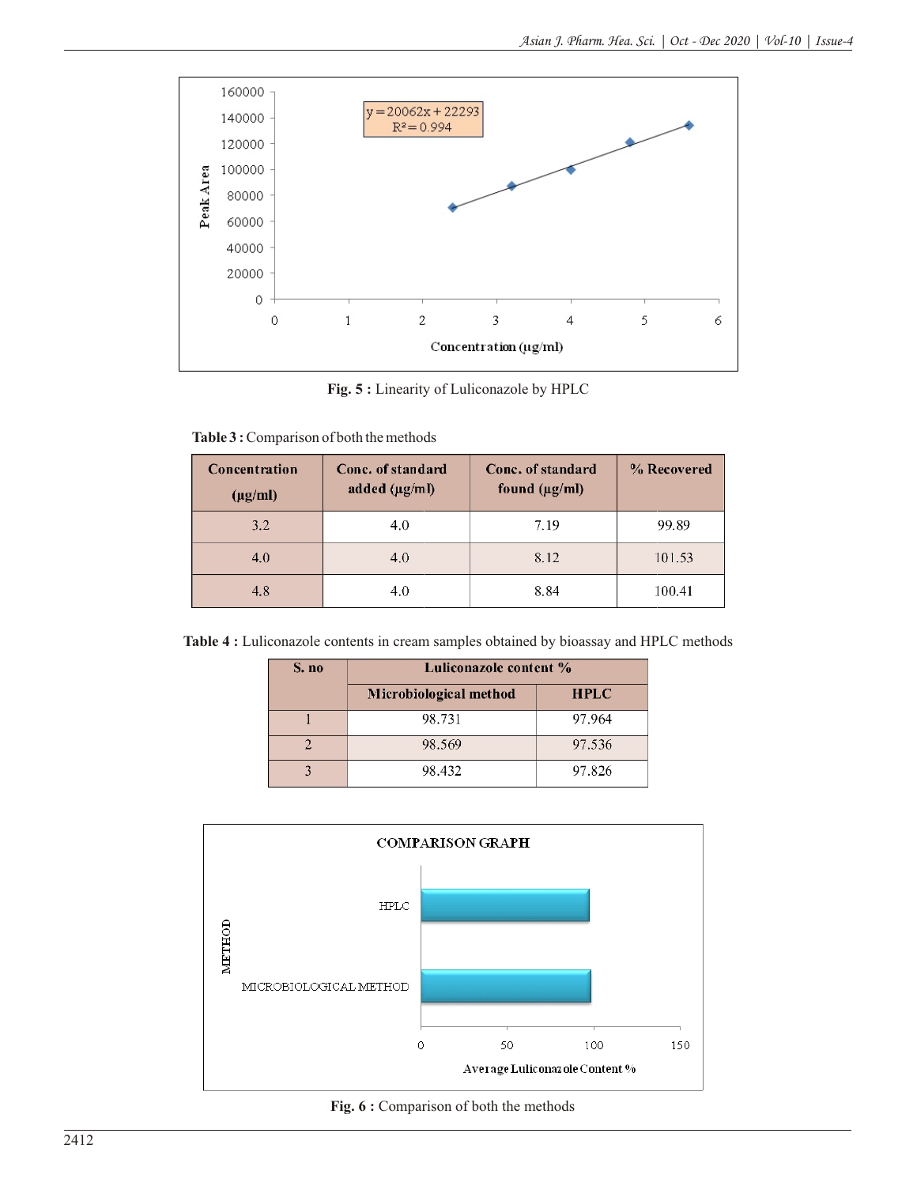Fig. 5 : Linearity of Luliconazole by HPLC

**Table 3 :** Comparison of both the methods

| Concentration (µg/ml) | Conc. of standard added (µg/ml) | Conc. of standard found (µg/ml) | % Recovered |
|---|---|---|---|
| 3.2 | 4.0 | 7.19 | 99.89 |
| 4.0 | 4.0 | 8.12 | 101.53 |
| 4.8 | 4.0 | 8.84 | 100.41 |

**Table 4 :** Luliconazole contents in cream samples obtained by bioassay and HPLC methods

| S. no | Luliconazole content % | |
|---|---|---|
| | Microbiological method | HPLC |
| 1 | 98.731 | 97.964 |
| 2 | 98.569 | 97.536 |
| 3 | 98.432 | 97.826 |

**Fig. 6 :** Comparison of both the methods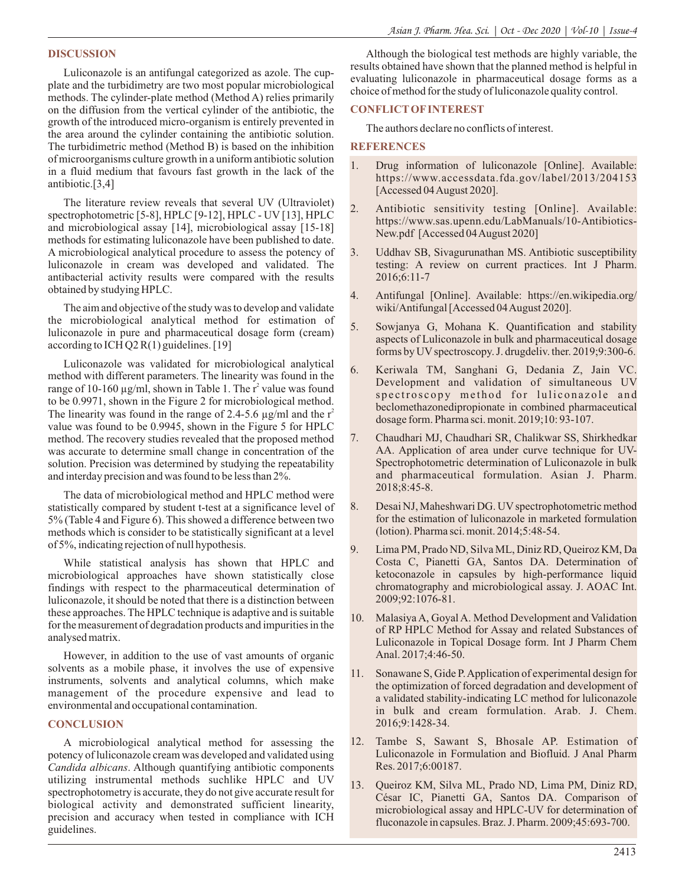## DISCUSSION

Luliconazole is an antifungal categorized as azole. The cup-plate and the turbidimetry are two most popular microbiological methods. The cylinder-plate method (Method A) relies primarily on the diffusion from the vertical cylinder of the antibiotic, the growth of the introduced micro-organism is entirely prevented in the area around the cylinder containing the antibiotic solution. The turbidimetric method (Method B) is based on the inhibition of microorganisms culture growth in a uniform antibiotic solution in a fluid medium that favours fast growth in the lack of the antibiotic.[3,4]

The literature review reveals that several UV (Ultraviolet) spectrophotometric [5-8], HPLC [9-12], HPLC - UV [13], HPLC and microbiological assay [14], microbiological assay [15-18] methods for estimating luliconazole have been published to date. A microbiological analytical procedure to assess the potency of luliconazole in cream was developed and validated. The antibacterial activity results were compared with the results obtained by studying HPLC.

The aim and objective of the study was to develop and validate the microbiological analytical method for estimation of luliconazole in pure and pharmaceutical dosage form (cream) according to ICH Q2 R(1) guidelines. [19]

Luliconazole was validated for microbiological analytical method with different parameters. The linearity was found in the range of 10-160 µg/ml, shown in Table 1. The $r^2$ value was found to be 0.9971, shown in the Figure 2 for microbiological method. The linearity was found in the range of 2.4-5.6 µg/ml and the $r^2$ value was found to be 0.9945, shown in the Figure 5 for HPLC method. The recovery studies revealed that the proposed method was accurate to determine small change in concentration of the solution. Precision was determined by studying the repeatability and interday precision and was found to be less than 2%.

The data of microbiological method and HPLC method were statistically compared by student t-test at a significance level of 5% (Table 4 and Figure 6). This showed a difference between two methods which is consider to be statistically significant at a level of 5%, indicating rejection of null hypothesis.

While statistical analysis has shown that HPLC and microbiological approaches have shown statistically close findings with respect to the pharmaceutical determination of luliconazole, it should be noted that there is a distinction between these approaches. The HPLC technique is adaptive and is suitable for the measurement of degradation products and impurities in the analysed matrix.

However, in addition to the use of vast amounts of organic solvents as a mobile phase, it involves the use of expensive instruments, solvents and analytical columns, which make management of the procedure expensive and lead to environmental and occupational contamination.

## CONCLUSION

A microbiological analytical method for assessing the potency of luliconazole cream was developed and validated using *Candida albicans*. Although quantifying antibiotic components utilizing instrumental methods suchlike HPLC and UV spectrophotometry is accurate, they do not give accurate result for biological activity and demonstrated sufficient linearity, precision and accuracy when tested in compliance with ICH guidelines.

Although the biological test methods are highly variable, the results obtained have shown that the planned method is helpful in evaluating luliconazole in pharmaceutical dosage forms as a choice of method for the study of luliconazole quality control.

## CONFLICT OF INTEREST

The authors declare no conflicts of interest.

## REFERENCES

1. Drug information of luliconazole [Online]. Available: https://www.accessdata.fda.gov/label/2013/204153 [Accessed 04 August 2020].
2. Antibiotic sensitivity testing [Online]. Available: https://www.sas.upenn.edu/LabManuals/10-Antibiotics-New.pdf [Accessed 04 August 2020]
3. Uddhav SB, Sivagurunathan MS. Antibiotic susceptibility testing: A review on current practices. Int J Pharm. 2016;6:11-7
4. Antifungal [Online]. Available: https://en.wikipedia.org/wiki/Antifungal [Accessed 04 August 2020].
5. Sowjanya G, Mohana K. Quantification and stability aspects of Luliconazole in bulk and pharmaceutical dosage forms by UV spectroscopy. J. drugdeliv. ther. 2019;9:300-6.
6. Keriwala TM, Sanghani G, Dedania Z, Jain VC. Development and validation of simultaneous UV spectroscopy method for luliconazole and beclomethazonedipropionate in combined pharmaceutical dosage form. Pharma sci. monit. 2019;10: 93-107.
7. Chaudhari MJ, Chaudhari SR, Chalikwar SS, Shirkhedkar AA. Application of area under curve technique for UV-Spectrophotometric determination of Luliconazole in bulk and pharmaceutical formulation. Asian J. Pharm. 2018;8:45-8.
8. Desai NJ, Maheshwari DG. UV spectrophotometric method for the estimation of luliconazole in marketed formulation (lotion). Pharma sci. monit. 2014;5:48-54.
9. Lima PM, Prado ND, Silva ML, Diniz RD, Queiroz KM, Da Costa C, Pianetti GA, Santos DA. Determination of ketoconazole in capsules by high-performance liquid chromatography and microbiological assay. J. AOAC Int. 2009;92:1076-81.
10. Malasiya A, Goyal A. Method Development and Validation of RP HPLC Method for Assay and related Substances of Luliconazole in Topical Dosage form. Int J Pharm Chem Anal. 2017;4:46-50.
11. Sonawane S, Gide P. Application of experimental design for the optimization of forced degradation and development of a validated stability-indicating LC method for luliconazole in bulk and cream formulation. Arab. J. Chem. 2016;9:1428-34.
12. Tambe S, Sawant S, Bhosale AP. Estimation of Luliconazole in Formulation and Biofluid. J Anal Pharm Res. 2017;6:00187.
13. Queiroz KM, Silva ML, Prado ND, Lima PM, Diniz RD, César IC, Pianetti GA, Santos DA. Comparison of microbiological assay and HPLC-UV for determination of fluconazole in capsules. Braz. J. Pharm. 2009;45:693-700.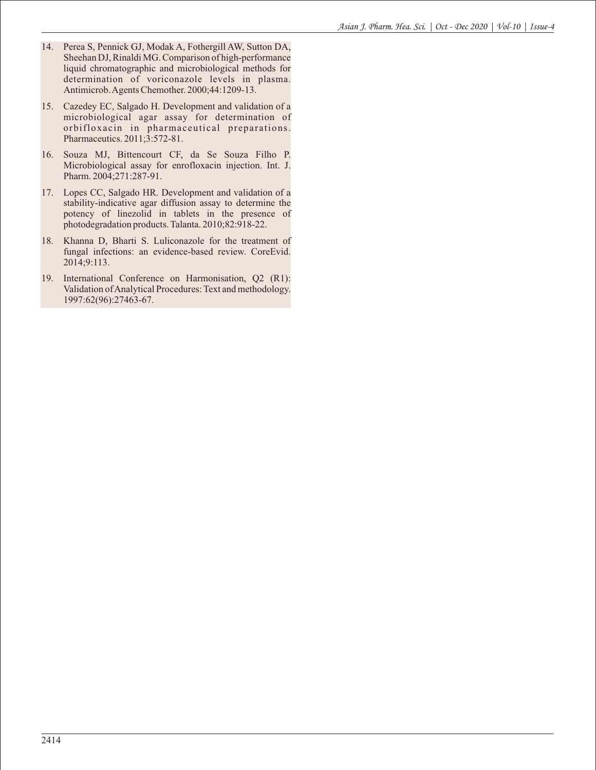14. Perea S, Pennick GJ, Modak A, Fothergill AW, Sutton DA, Sheehan DJ, Rinaldi MG. Comparison of high-performance liquid chromatographic and microbiological methods for determination of voriconazole levels in plasma. Antimicrob. Agents Chemother. 2000;44:1209-13.

15. Cazedey EC, Salgado H. Development and validation of a microbiological agar assay for determination of orbifloxacin in pharmaceutical preparations. Pharmaceutics. 2011;3:572-81.

16. Souza MJ, Bittencourt CF, da Se Souza Filho P. Microbiological assay for enrofloxacin injection. Int. J. Pharm. 2004;271:287-91.

17. Lopes CC, Salgado HR. Development and validation of a stability-indicative agar diffusion assay to determine the potency of linezolid in tablets in the presence of photodegradation products. Talanta. 2010;82:918-22.

18. Khanna D, Bharti S. Luliconazole for the treatment of fungal infections: an evidence-based review. CoreEvid. 2014;9:113.

19. International Conference on Harmonisation, Q2 (R1): Validation of Analytical Procedures: Text and methodology. 1997:62(96):27463-67.